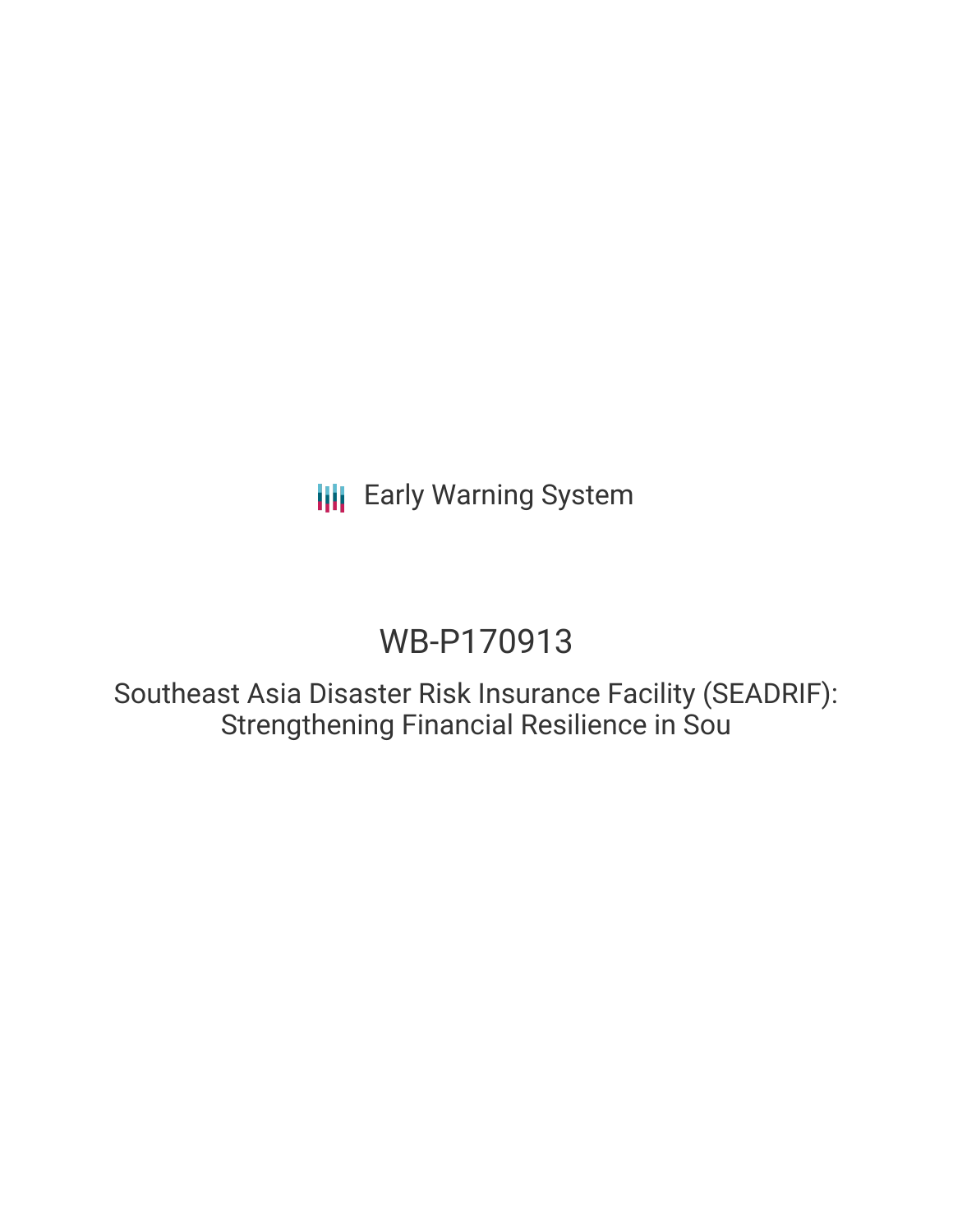Early Warning System

# WB-P170913

## Southeast Asia Disaster Risk Insurance Facility (SEADRIF): Strengthening Financial Resilience in Sou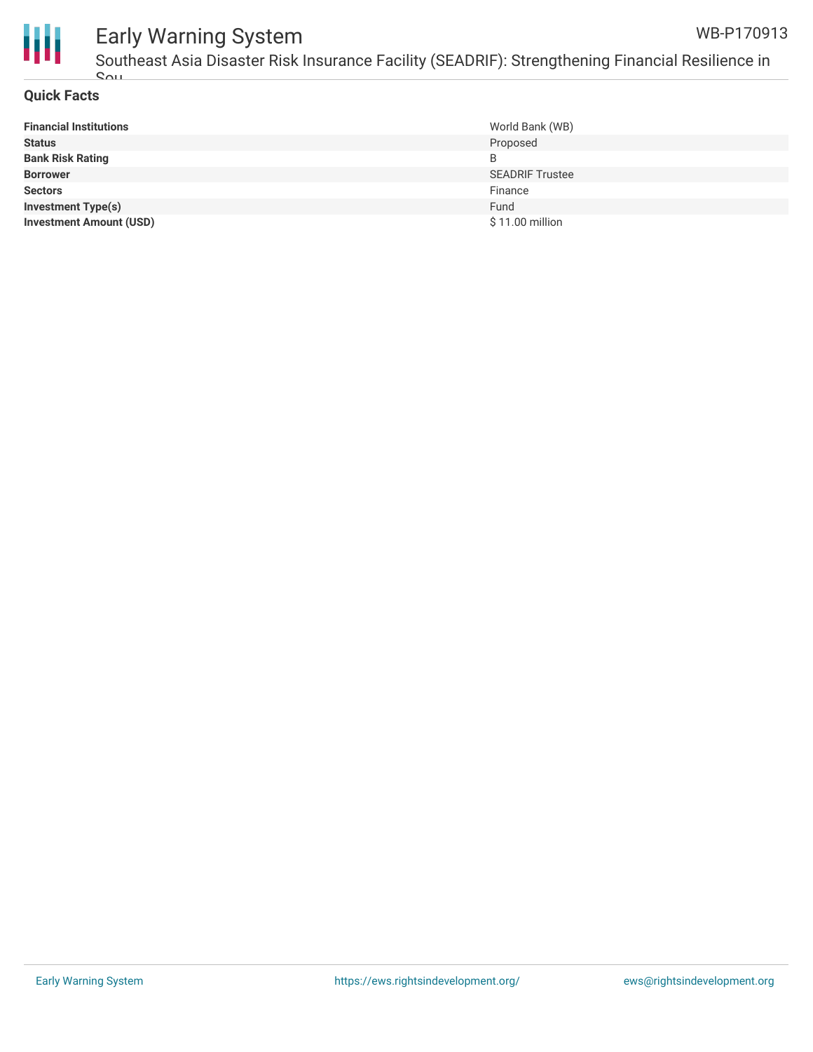## Quick Facts

| | |
|---|---|
| **Financial Institutions** | World Bank (WB) |
| **Status** | Proposed |
| **Bank Risk Rating** | B |
| **Borrower** | SEADRIF Trustee |
| **Sectors** | Finance |
| **Investment Type(s)** | Fund |
| **Investment Amount (USD)** | $ 11.00 million |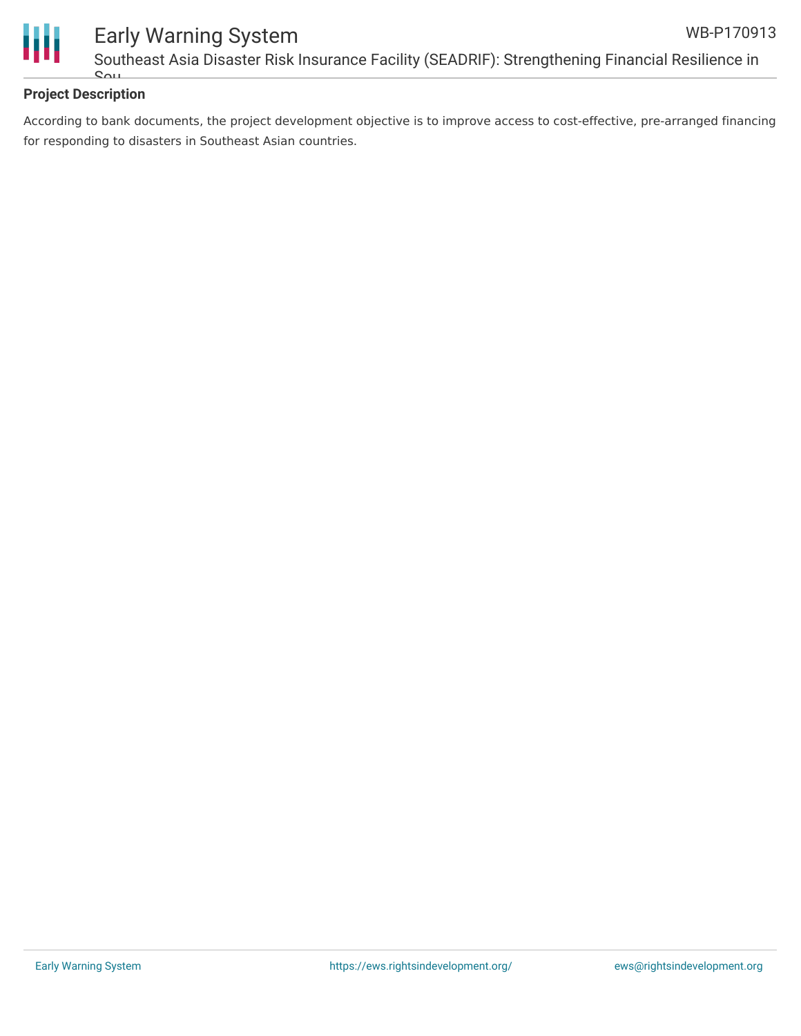## Project Description

According to bank documents, the project development objective is to improve access to cost-effective, pre-arranged financing for responding to disasters in Southeast Asian countries.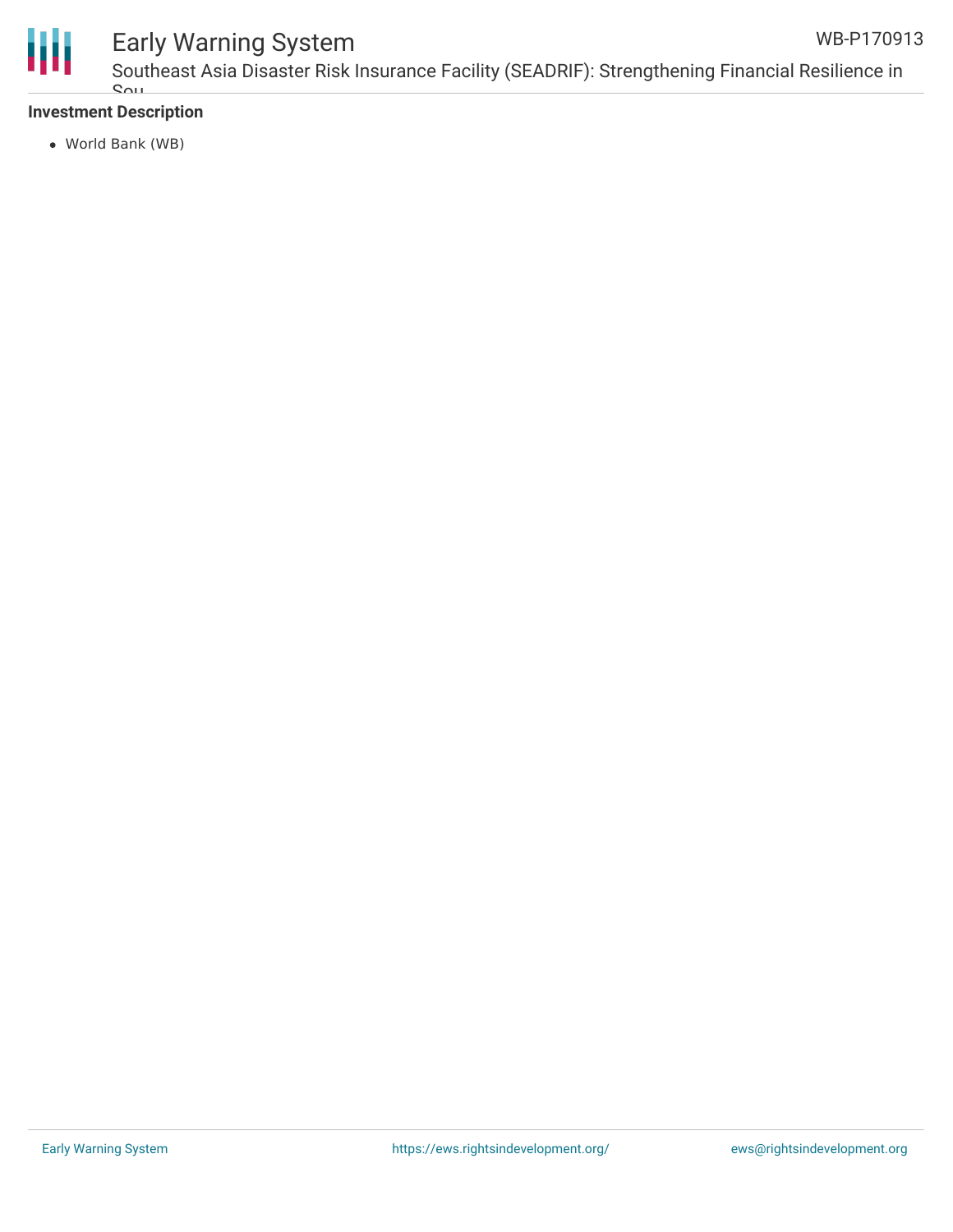**Investment Description**

- World Bank (WB)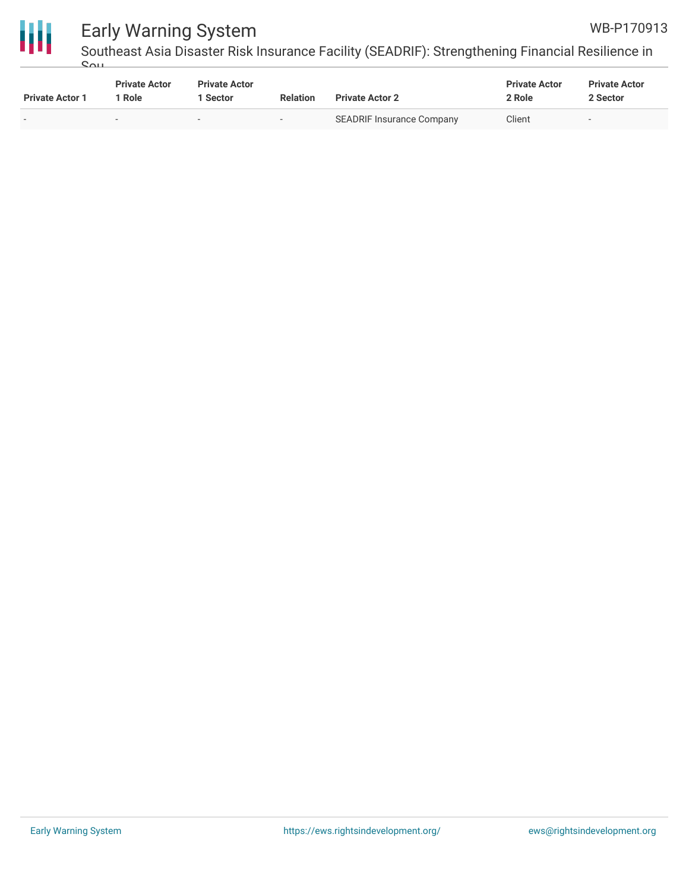| Private Actor 1 | Private Actor 1 Role | Private Actor 1 Sector | Relation | Private Actor 2 | Private Actor 2 Role | Private Actor 2 Sector |
|---|---|---|---|---|---|---|
| - | - | - | - | SEADRIF Insurance Company | Client | - |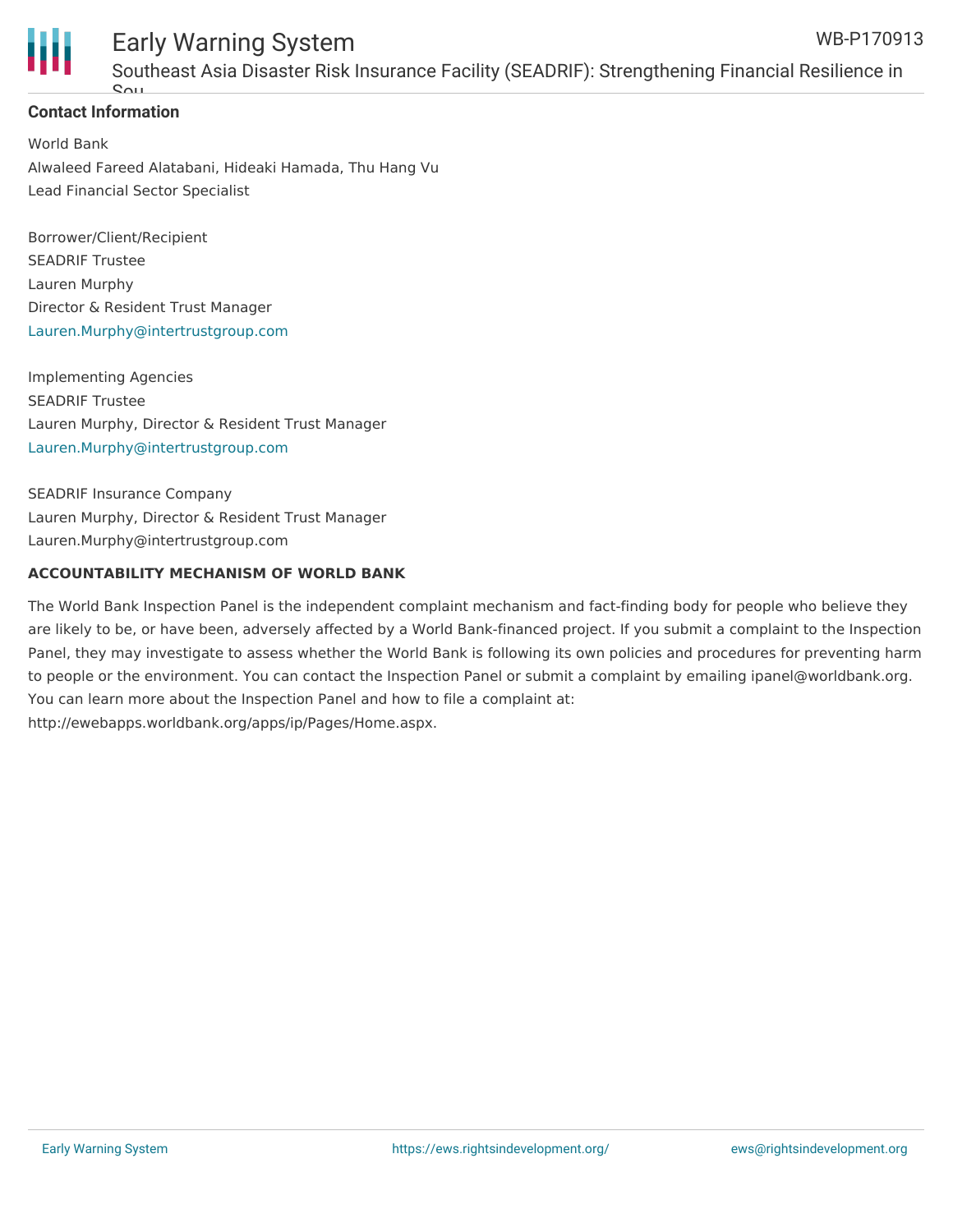**Contact Information**

World Bank
Alwaleed Fareed Alatabani, Hideaki Hamada, Thu Hang Vu
Lead Financial Sector Specialist

Borrower/Client/Recipient
SEADRIF Trustee
Lauren Murphy
Director & Resident Trust Manager
Lauren.Murphy@intertrustgroup.com

Implementing Agencies
SEADRIF Trustee
Lauren Murphy, Director & Resident Trust Manager
Lauren.Murphy@intertrustgroup.com

SEADRIF Insurance Company
Lauren Murphy, Director & Resident Trust Manager
Lauren.Murphy@intertrustgroup.com

**ACCOUNTABILITY MECHANISM OF WORLD BANK**

The World Bank Inspection Panel is the independent complaint mechanism and fact-finding body for people who believe they are likely to be, or have been, adversely affected by a World Bank-financed project. If you submit a complaint to the Inspection Panel, they may investigate to assess whether the World Bank is following its own policies and procedures for preventing harm to people or the environment. You can contact the Inspection Panel or submit a complaint by emailing ipanel@worldbank.org. You can learn more about the Inspection Panel and how to file a complaint at: http://ewebapps.worldbank.org/apps/ip/Pages/Home.aspx.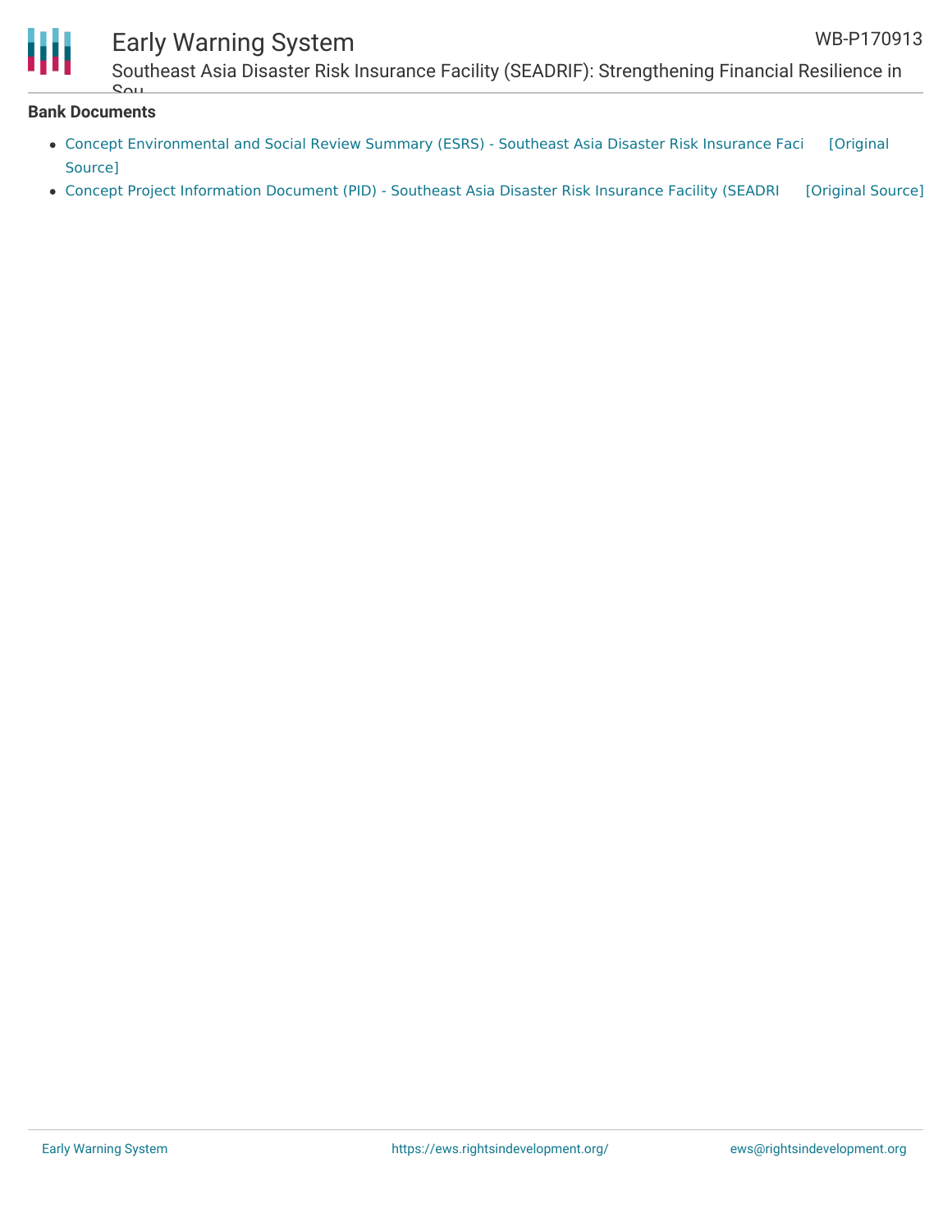**Bank Documents**

- Concept Environmental and Social Review Summary (ESRS) - Southeast Asia Disaster Risk Insurance Faci [Original Source]
- Concept Project Information Document (PID) - Southeast Asia Disaster Risk Insurance Facility (SEADRI [Original Source]